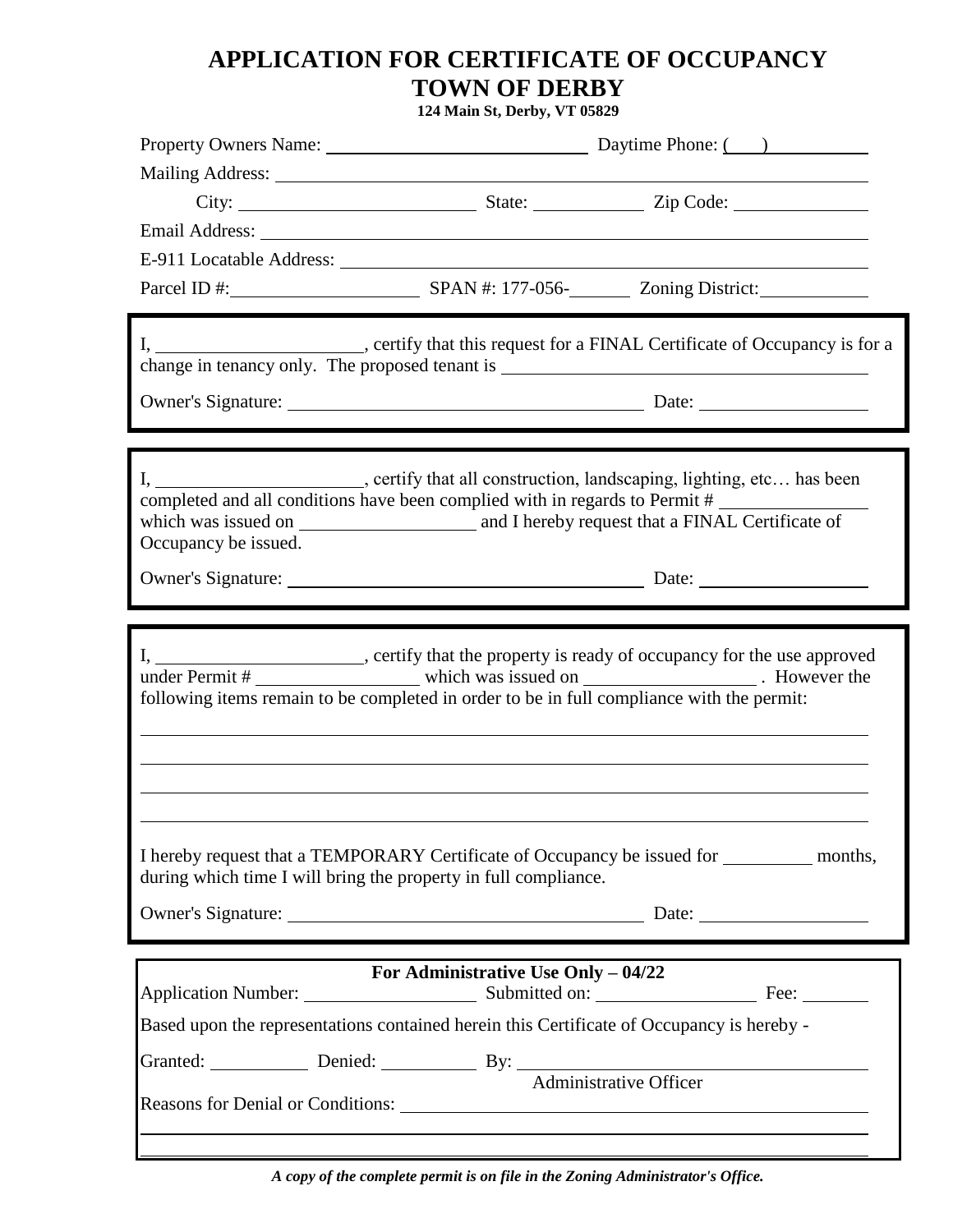# APPLICATION FOR CERTIFICATE OF OCCUPANCY
# TOWN OF DERBY

**124 Main St, Derby, VT 05829**

Property Owners Name: ______________________________ Daytime Phone: (___) ____________

Mailing Address: ____________________________________________________________

City: ____________________________ State: ____________ Zip Code: ______________

Email Address: ____________________________________________________________

E-911 Locatable Address: ____________________________________________________

Parcel ID #: ____________________ SPAN #: 177-056-_______ Zoning District: ____________

---

I, ______________________, certify that this request for a FINAL Certificate of Occupancy is for a change in tenancy only. The proposed tenant is ________________________________________

Owner's Signature: ________________________________________ Date: ____________________

---

I, ______________________, certify that all construction, landscaping, lighting, etc… has been completed and all conditions have been complied with in regards to Permit # ________________ which was issued on ____________________ and I hereby request that a FINAL Certificate of Occupancy be issued.

Owner's Signature: ________________________________________ Date: ____________________

---

I, ______________________, certify that the property is ready of occupancy for the use approved under Permit # __________________ which was issued on ____________________ . However the following items remain to be completed in order to be in full compliance with the permit:

________________________________________________________________________________

________________________________________________________________________________

________________________________________________________________________________

________________________________________________________________________________

I hereby request that a TEMPORARY Certificate of Occupancy be issued for __________ months, during which time I will bring the property in full compliance.

Owner's Signature: ________________________________________ Date: ____________________

---

**For Administrative Use Only – 04/22**

Application Number: ____________________ Submitted on: __________________ Fee: ________

Based upon the representations contained herein this Certificate of Occupancy is hereby -

Granted: ___________ Denied: ___________ By: ________________________________________
Administrative Officer

Reasons for Denial or Conditions: ________________________________________________

________________________________________________________________________________

________________________________________________________________________________

*A copy of the complete permit is on file in the Zoning Administrator's Office.*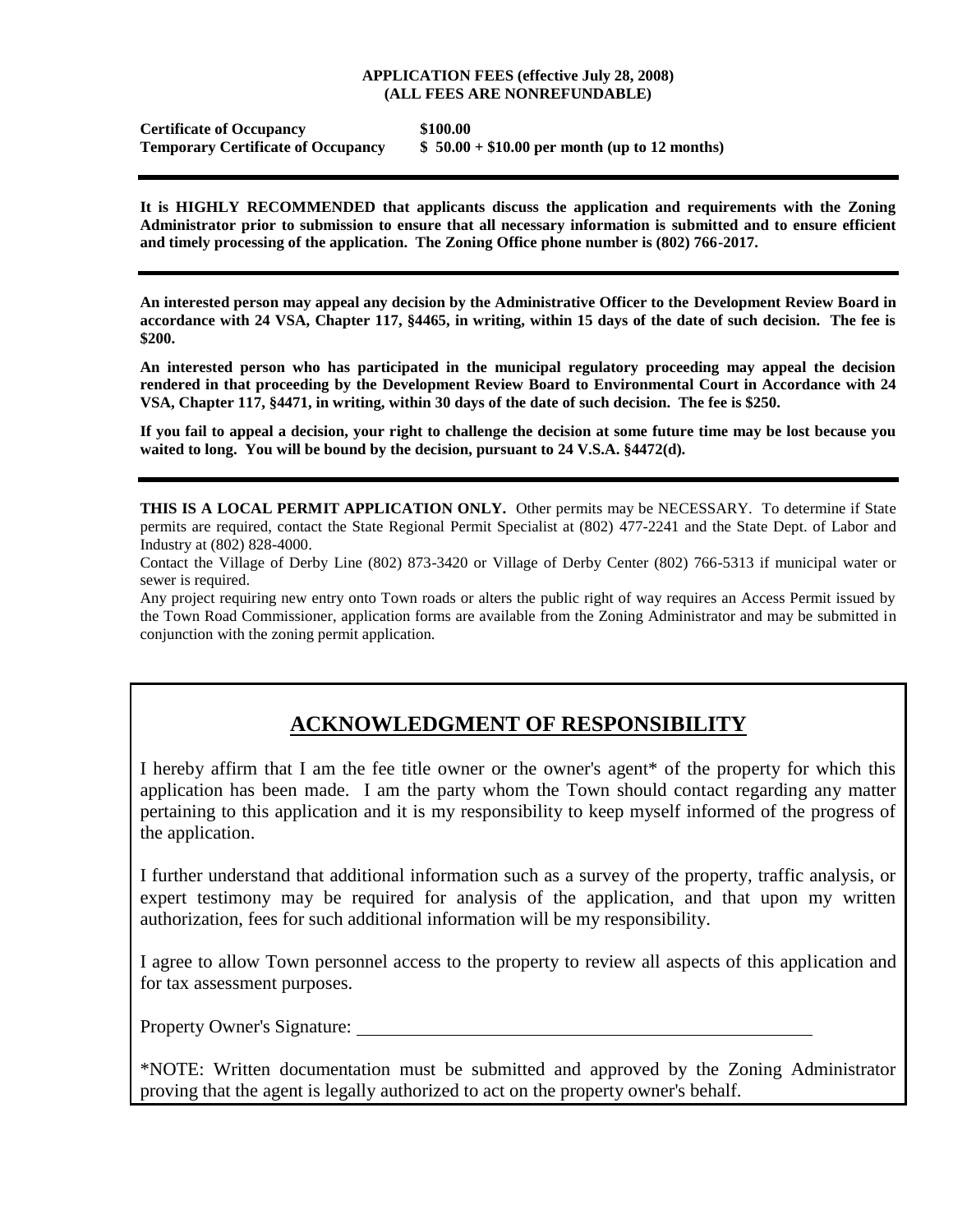**APPLICATION FEES (effective July 28, 2008)**
**(ALL FEES ARE NONREFUNDABLE)**

| | |
|---|---|
| **Certificate of Occupancy** | **$100.00** |
| **Temporary Certificate of Occupancy** | **$ 50.00 + $10.00 per month (up to 12 months)** |

---

**It is HIGHLY RECOMMENDED that applicants discuss the application and requirements with the Zoning Administrator prior to submission to ensure that all necessary information is submitted and to ensure efficient and timely processing of the application. The Zoning Office phone number is (802) 766-2017.**

---

**An interested person may appeal any decision by the Administrative Officer to the Development Review Board in accordance with 24 VSA, Chapter 117, §4465, in writing, within 15 days of the date of such decision. The fee is $200.**

**An interested person who has participated in the municipal regulatory proceeding may appeal the decision rendered in that proceeding by the Development Review Board to Environmental Court in Accordance with 24 VSA, Chapter 117, §4471, in writing, within 30 days of the date of such decision. The fee is $250.**

**If you fail to appeal a decision, your right to challenge the decision at some future time may be lost because you waited to long. You will be bound by the decision, pursuant to 24 V.S.A. §4472(d).**

---

**THIS IS A LOCAL PERMIT APPLICATION ONLY.** Other permits may be NECESSARY. To determine if State permits are required, contact the State Regional Permit Specialist at (802) 477-2241 and the State Dept. of Labor and Industry at (802) 828-4000.

Contact the Village of Derby Line (802) 873-3420 or Village of Derby Center (802) 766-5313 if municipal water or sewer is required.

Any project requiring new entry onto Town roads or alters the public right of way requires an Access Permit issued by the Town Road Commissioner, application forms are available from the Zoning Administrator and may be submitted in conjunction with the zoning permit application.

## ACKNOWLEDGMENT OF RESPONSIBILITY

I hereby affirm that I am the fee title owner or the owner's agent* of the property for which this application has been made. I am the party whom the Town should contact regarding any matter pertaining to this application and it is my responsibility to keep myself informed of the progress of the application.

I further understand that additional information such as a survey of the property, traffic analysis, or expert testimony may be required for analysis of the application, and that upon my written authorization, fees for such additional information will be my responsibility.

I agree to allow Town personnel access to the property to review all aspects of this application and for tax assessment purposes.

Property Owner's Signature: ________________________________________

*NOTE: Written documentation must be submitted and approved by the Zoning Administrator proving that the agent is legally authorized to act on the property owner's behalf.